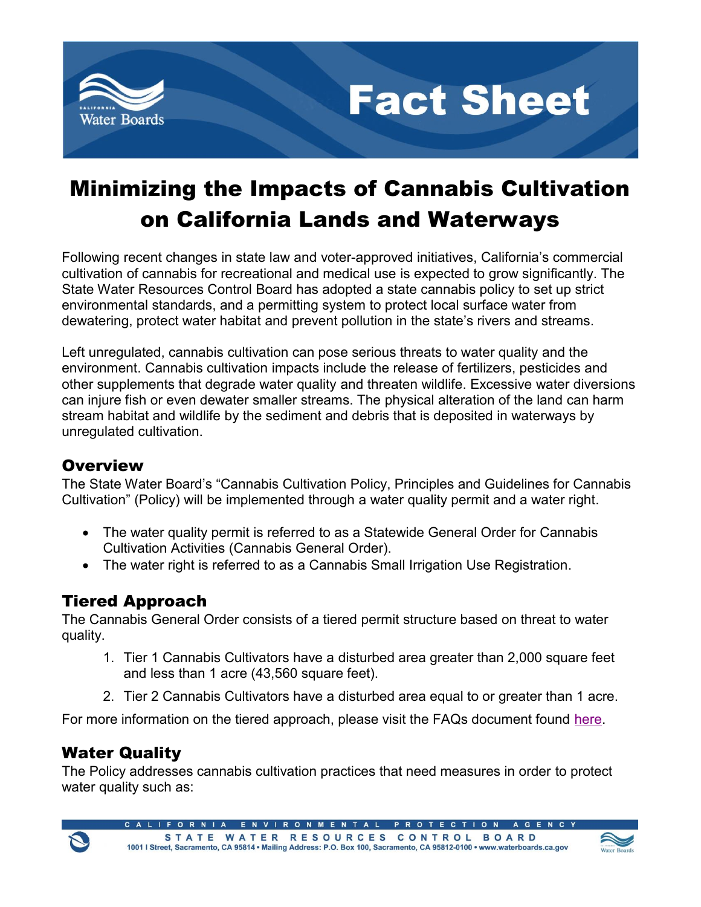# Fact Sheet

# Minimizing the Impacts of Cannabis Cultivation on California Lands and Waterways

Following recent changes in state law and voter-approved initiatives, California's commercial cultivation of cannabis for recreational and medical use is expected to grow significantly. The State Water Resources Control Board has adopted a state cannabis policy to set up strict environmental standards, and a permitting system to protect local surface water from dewatering, protect water habitat and prevent pollution in the state's rivers and streams.

Left unregulated, cannabis cultivation can pose serious threats to water quality and the environment. Cannabis cultivation impacts include the release of fertilizers, pesticides and other supplements that degrade water quality and threaten wildlife. Excessive water diversions can injure fish or even dewater smaller streams. The physical alteration of the land can harm stream habitat and wildlife by the sediment and debris that is deposited in waterways by unregulated cultivation.

## Overview

The State Water Board's "Cannabis Cultivation Policy, Principles and Guidelines for Cannabis Cultivation" (Policy) will be implemented through a water quality permit and a water right.

- The water quality permit is referred to as a Statewide General Order for Cannabis Cultivation Activities (Cannabis General Order).
- The water right is referred to as a Cannabis Small Irrigation Use Registration.

## Tiered Approach

The Cannabis General Order consists of a tiered permit structure based on threat to water quality.

1. Tier 1 Cannabis Cultivators have a disturbed area greater than 2,000 square feet and less than 1 acre (43,560 square feet).
2. Tier 2 Cannabis Cultivators have a disturbed area equal to or greater than 1 acre.

For more information on the tiered approach, please visit the FAQs document found here.

## Water Quality

The Policy addresses cannabis cultivation practices that need measures in order to protect water quality such as: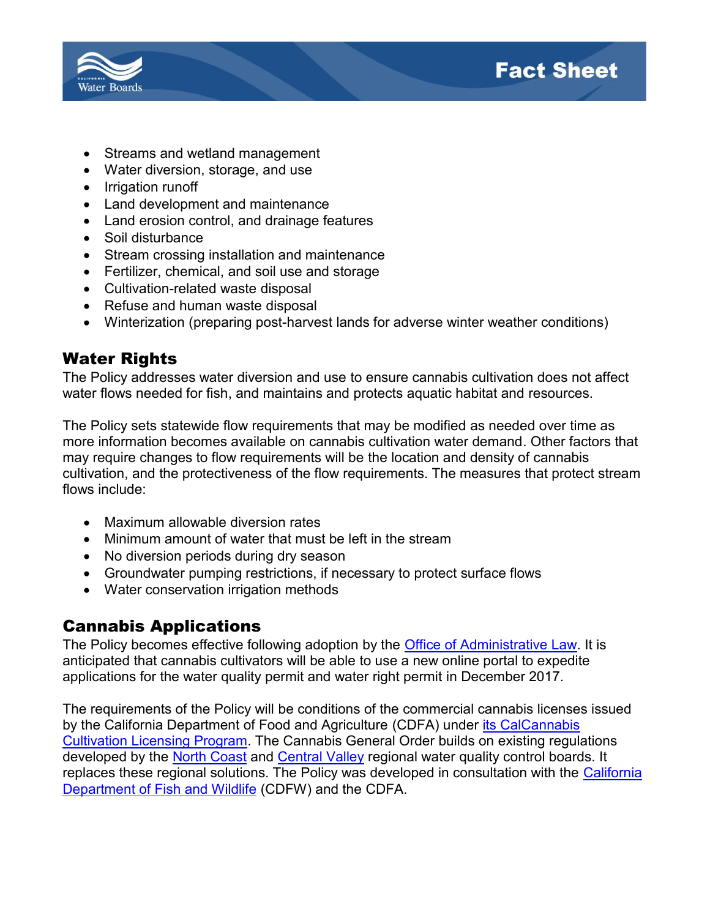- Streams and wetland management
- Water diversion, storage, and use
- Irrigation runoff
- Land development and maintenance
- Land erosion control, and drainage features
- Soil disturbance
- Stream crossing installation and maintenance
- Fertilizer, chemical, and soil use and storage
- Cultivation-related waste disposal
- Refuse and human waste disposal
- Winterization (preparing post-harvest lands for adverse winter weather conditions)

## Water Rights

The Policy addresses water diversion and use to ensure cannabis cultivation does not affect water flows needed for fish, and maintains and protects aquatic habitat and resources.

The Policy sets statewide flow requirements that may be modified as needed over time as more information becomes available on cannabis cultivation water demand. Other factors that may require changes to flow requirements will be the location and density of cannabis cultivation, and the protectiveness of the flow requirements. The measures that protect stream flows include:

- Maximum allowable diversion rates
- Minimum amount of water that must be left in the stream
- No diversion periods during dry season
- Groundwater pumping restrictions, if necessary to protect surface flows
- Water conservation irrigation methods

## Cannabis Applications

The Policy becomes effective following adoption by the Office of Administrative Law. It is anticipated that cannabis cultivators will be able to use a new online portal to expedite applications for the water quality permit and water right permit in December 2017.

The requirements of the Policy will be conditions of the commercial cannabis licenses issued by the California Department of Food and Agriculture (CDFA) under its CalCannabis Cultivation Licensing Program. The Cannabis General Order builds on existing regulations developed by the North Coast and Central Valley regional water quality control boards. It replaces these regional solutions. The Policy was developed in consultation with the California Department of Fish and Wildlife (CDFW) and the CDFA.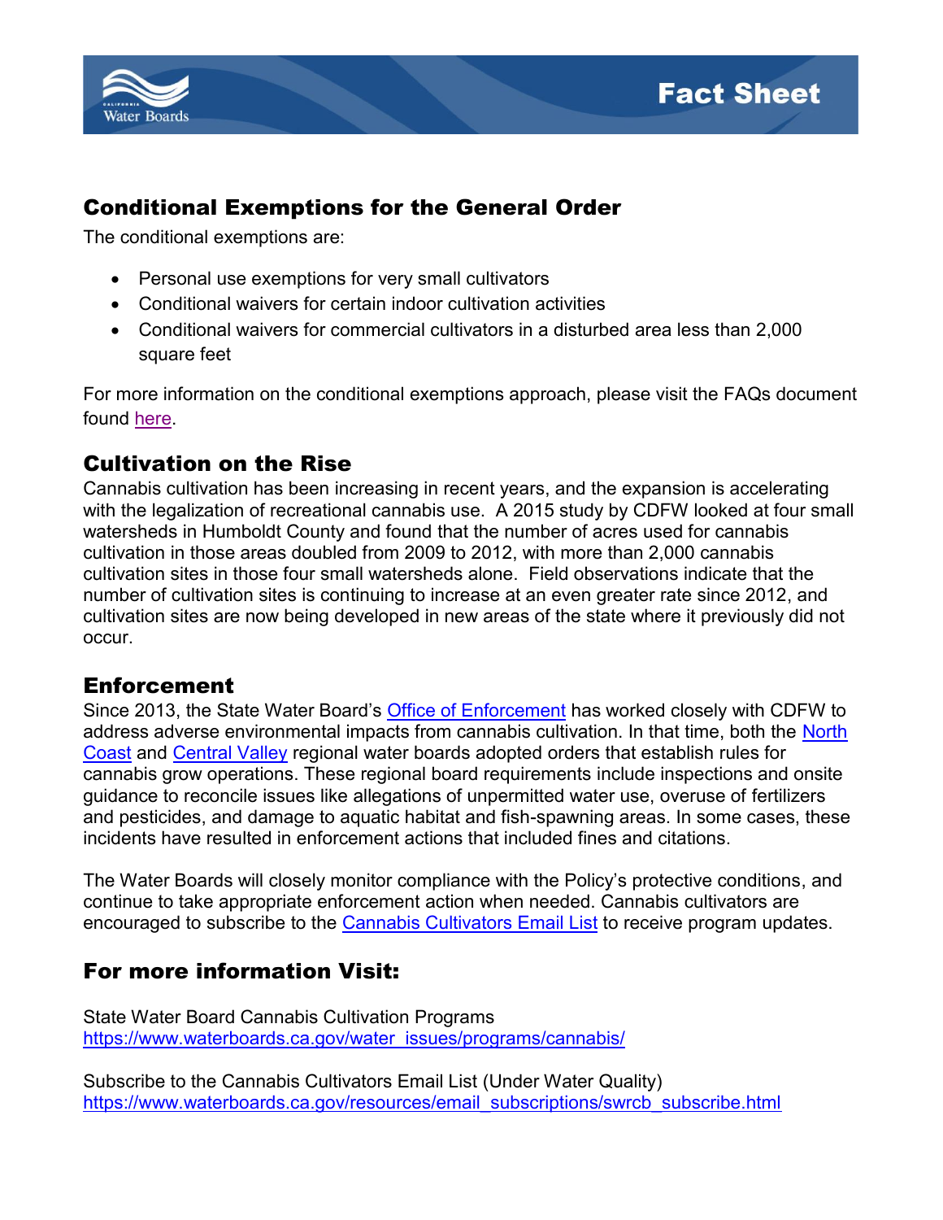## Conditional Exemptions for the General Order

The conditional exemptions are:

- Personal use exemptions for very small cultivators
- Conditional waivers for certain indoor cultivation activities
- Conditional waivers for commercial cultivators in a disturbed area less than 2,000 square feet

For more information on the conditional exemptions approach, please visit the FAQs document found [here](#).

## Cultivation on the Rise

Cannabis cultivation has been increasing in recent years, and the expansion is accelerating with the legalization of recreational cannabis use. A 2015 study by CDFW looked at four small watersheds in Humboldt County and found that the number of acres used for cannabis cultivation in those areas doubled from 2009 to 2012, with more than 2,000 cannabis cultivation sites in those four small watersheds alone. Field observations indicate that the number of cultivation sites is continuing to increase at an even greater rate since 2012, and cultivation sites are now being developed in new areas of the state where it previously did not occur.

## Enforcement

Since 2013, the State Water Board's Office of Enforcement has worked closely with CDFW to address adverse environmental impacts from cannabis cultivation. In that time, both the North Coast and Central Valley regional water boards adopted orders that establish rules for cannabis grow operations. These regional board requirements include inspections and onsite guidance to reconcile issues like allegations of unpermitted water use, overuse of fertilizers and pesticides, and damage to aquatic habitat and fish-spawning areas. In some cases, these incidents have resulted in enforcement actions that included fines and citations.

The Water Boards will closely monitor compliance with the Policy's protective conditions, and continue to take appropriate enforcement action when needed. Cannabis cultivators are encouraged to subscribe to the Cannabis Cultivators Email List to receive program updates.

## For more information Visit:

State Water Board Cannabis Cultivation Programs
https://www.waterboards.ca.gov/water_issues/programs/cannabis/

Subscribe to the Cannabis Cultivators Email List (Under Water Quality)
https://www.waterboards.ca.gov/resources/email_subscriptions/swrcb_subscribe.html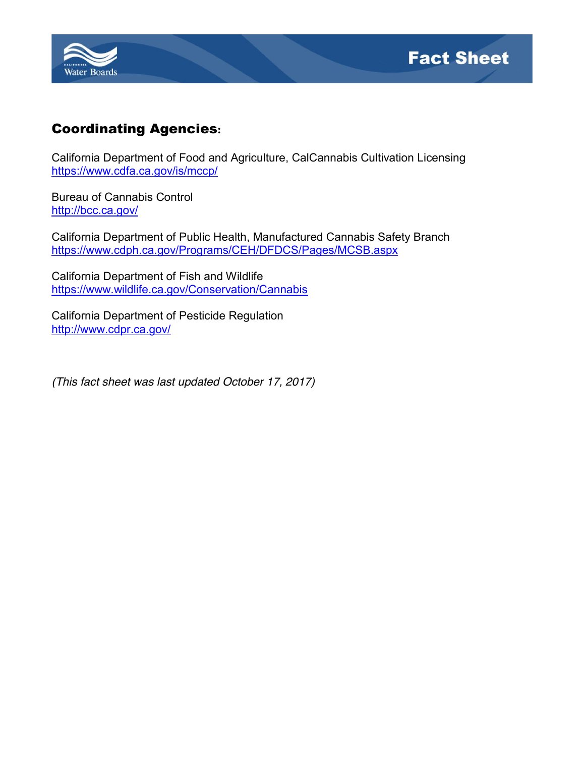## Coordinating Agencies:

California Department of Food and Agriculture, CalCannabis Cultivation Licensing
https://www.cdfa.ca.gov/is/mccp/

Bureau of Cannabis Control
http://bcc.ca.gov/

California Department of Public Health, Manufactured Cannabis Safety Branch
https://www.cdph.ca.gov/Programs/CEH/DFDCS/Pages/MCSB.aspx

California Department of Fish and Wildlife
https://www.wildlife.ca.gov/Conservation/Cannabis

California Department of Pesticide Regulation
http://www.cdpr.ca.gov/

*(This fact sheet was last updated October 17, 2017)*